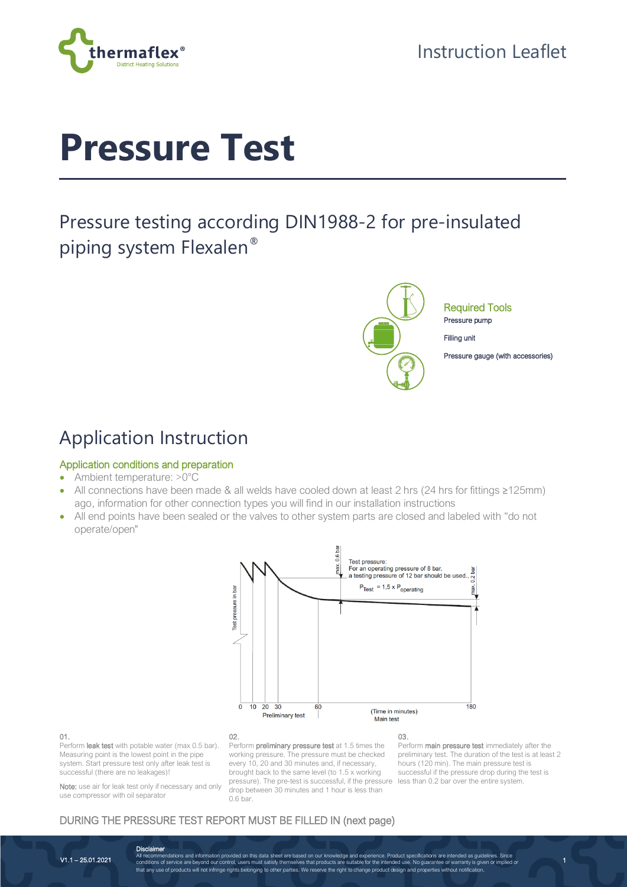# Pressure Test

## Pressure testing according DIN1988-2 for pre-insulated piping system Flexalen®

**Required Tools**

Pressure pump

Filling unit

Pressure gauge (with accessories)

## Application Instruction

### Application conditions and preparation

- Ambient temperature: >0°C
- All connections have been made & all welds have cooled down at least 2 hrs (24 hrs for fittings ≥125mm) ago, information for other connection types you will find in our installation instructions
- All end points have been sealed or the valves to other system parts are closed and labeled with “do not operate/open"

Test pressure:
For an operating pressure of 8 bar, a testing pressure of 12 bar should be used.,

$P_{Test} = 1{,}5 \times P_{operating}$

max. 0,6 bar

max. 0,2 bar

Test pressure in bar

0 10 20 30 60 180

(Time in minutes)

Preliminary test

Main test

01.
Perform **leak test** with potable water (max 0.5 bar). Measuring point is the lowest point in the pipe system. Start pressure test only after leak test is successful (there are no leakages)!

**Note:** use air for leak test only if necessary and only use compressor with oil separator

02.
Perform **preliminary pressure test** at 1.5 times the working pressure. The pressure must be checked every 10, 20 and 30 minutes and, if necessary, brought back to the same level (to 1.5 x working pressure). The pre-test is successful, if the pressure drop between 30 minutes and 1 hour is less than 0.6 bar.

03.
Perform **main pressure test** immediately after the preliminary test. The duration of the test is at least 2 hours (120 min). The main pressure test is successful if the pressure drop during the test is less than 0.2 bar over the entire system.

DURING THE PRESSURE TEST REPORT MUST BE FILLED IN (next page)

V1.1 – 25.01.2021

**Disclaimer**
All recommendations and information provided on this data sheet are based on our knowledge and experience. Product specifications are intended as guidelines. Since conditions of service are beyond our control, users must satisfy themselves that products are suitable for the intended use. No guarantee or warranty is given or implied or that any use of products will not infringe rights belonging to other parties. We reserve the right to change product design and properties without notification.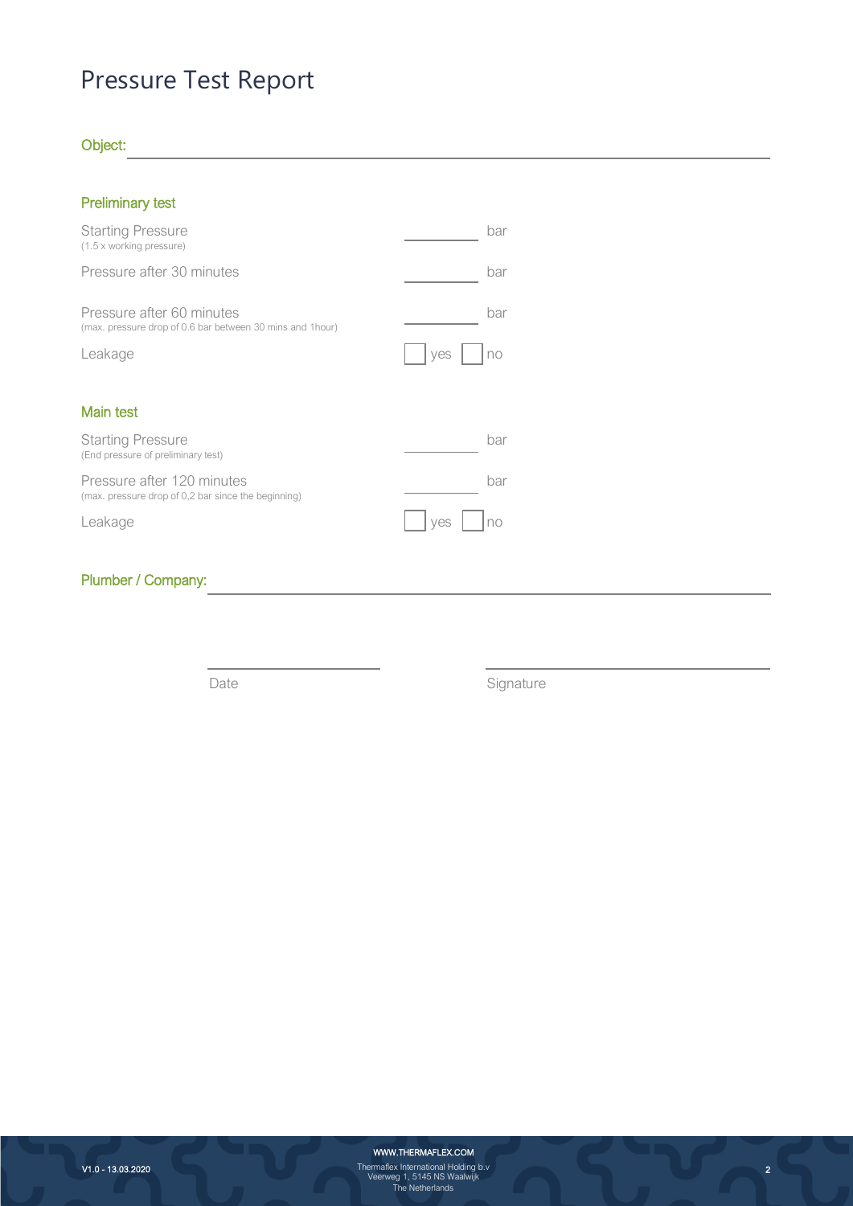# Pressure Test Report

**Object:** ____________________________________________

## Preliminary test

| | | |
|---|---|---|
| Starting Pressure<br>(1.5 x working pressure) | ________ | bar |
| Pressure after 30 minutes | ________ | bar |
| Pressure after 60 minutes<br>(max. pressure drop of 0.6 bar between 30 mins and 1hour) | ________ | bar |
| Leakage | ☐ yes | ☐ no |

## Main test

| | | |
|---|---|---|
| Starting Pressure<br>(End pressure of preliminary test) | ________ | bar |
| Pressure after 120 minutes<br>(max. pressure drop of 0,2 bar since the beginning) | ________ | bar |
| Leakage | ☐ yes | ☐ no |

**Plumber / Company:** ____________________________________________

________________________ ________________________

Date Signature

V1.0 - 13.03.2020

WWW.THERMAFLEX.COM

Thermaflex International Holding b.v
Veerweg 1, 5145 NS Waalwijk
The Netherlands